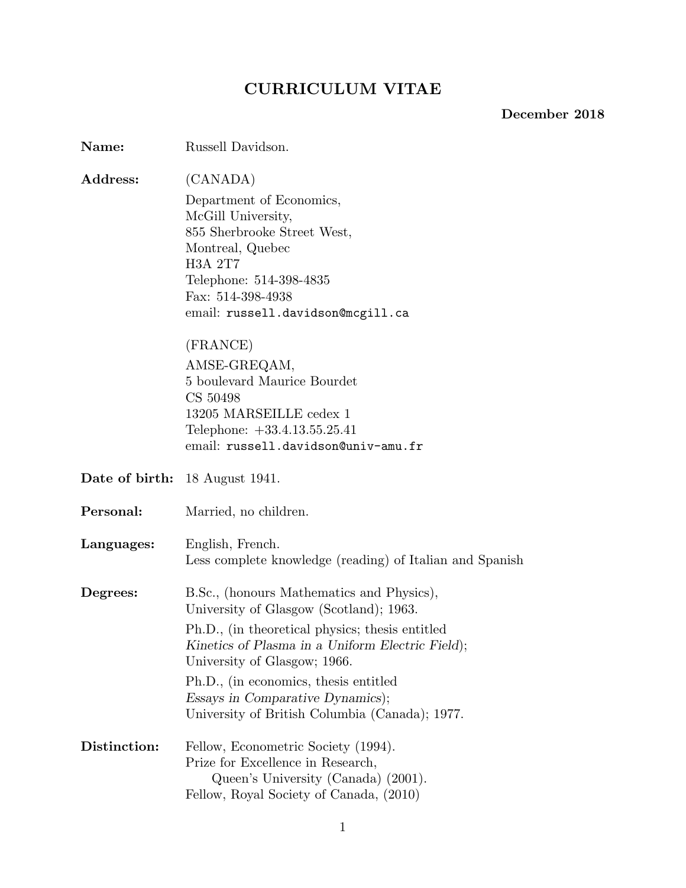# CURRICULUM VITAE

**December 2018**

**Name:** Russell Davidson.

**Address:** (CANADA)

Department of Economics,
McGill University,
855 Sherbrooke Street West,
Montreal, Quebec
H3A 2T7
Telephone: 514-398-4835
Fax: 514-398-4938
email: `russell.davidson@mcgill.ca`

(FRANCE)

AMSE-GREQAM,
5 boulevard Maurice Bourdet
CS 50498
13205 MARSEILLE cedex 1
Telephone: +33.4.13.55.25.41
email: `russell.davidson@univ-amu.fr`

**Date of birth:** 18 August 1941.

**Personal:** Married, no children.

**Languages:** English, French.
Less complete knowledge (reading) of Italian and Spanish

**Degrees:** B.Sc., (honours Mathematics and Physics),
University of Glasgow (Scotland); 1963.

Ph.D., (in theoretical physics; thesis entitled
*Kinetics of Plasma in a Uniform Electric Field*);
University of Glasgow; 1966.

Ph.D., (in economics, thesis entitled
*Essays in Comparative Dynamics*);
University of British Columbia (Canada); 1977.

**Distinction:** Fellow, Econometric Society (1994).
Prize for Excellence in Research,
Queen's University (Canada) (2001).
Fellow, Royal Society of Canada, (2010)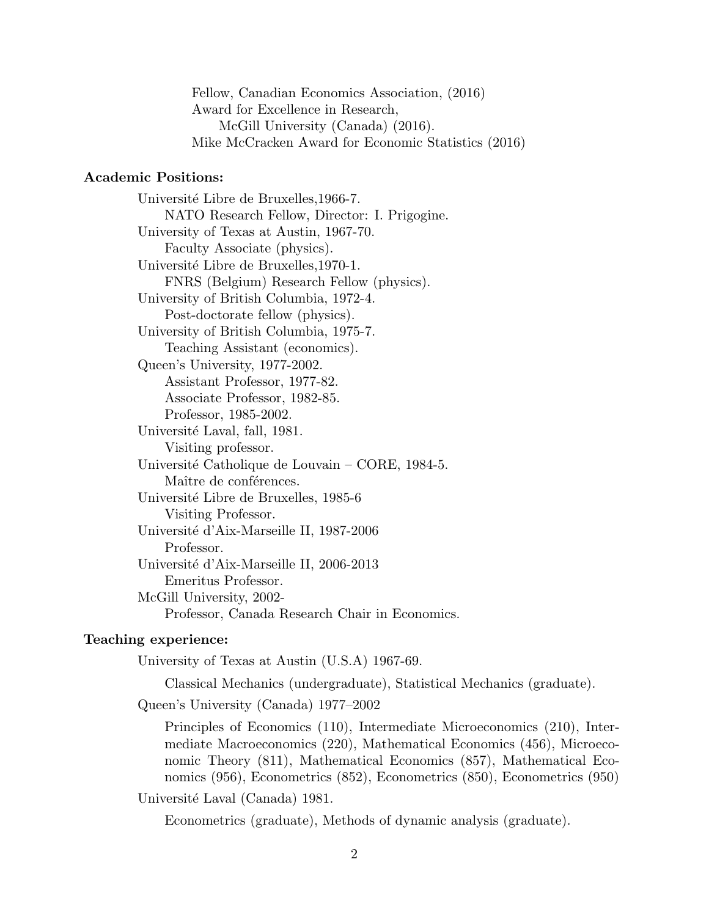Fellow, Canadian Economics Association, (2016)
Award for Excellence in Research,
McGill University (Canada) (2016).
Mike McCracken Award for Economic Statistics (2016)

**Academic Positions:**

Université Libre de Bruxelles,1966-7.
NATO Research Fellow, Director: I. Prigogine.
University of Texas at Austin, 1967-70.
Faculty Associate (physics).
Université Libre de Bruxelles,1970-1.
FNRS (Belgium) Research Fellow (physics).
University of British Columbia, 1972-4.
Post-doctorate fellow (physics).
University of British Columbia, 1975-7.
Teaching Assistant (economics).
Queen's University, 1977-2002.
Assistant Professor, 1977-82.
Associate Professor, 1982-85.
Professor, 1985-2002.
Université Laval, fall, 1981.
Visiting professor.
Université Catholique de Louvain – CORE, 1984-5.
Maître de conférences.
Université Libre de Bruxelles, 1985-6
Visiting Professor.
Université d'Aix-Marseille II, 1987-2006
Professor.
Université d'Aix-Marseille II, 2006-2013
Emeritus Professor.
McGill University, 2002-
Professor, Canada Research Chair in Economics.

**Teaching experience:**

University of Texas at Austin (U.S.A) 1967-69.

Classical Mechanics (undergraduate), Statistical Mechanics (graduate).

Queen's University (Canada) 1977–2002

Principles of Economics (110), Intermediate Microeconomics (210), Intermediate Macroeconomics (220), Mathematical Economics (456), Microeconomic Theory (811), Mathematical Economics (857), Mathematical Economics (956), Econometrics (852), Econometrics (850), Econometrics (950)

Université Laval (Canada) 1981.

Econometrics (graduate), Methods of dynamic analysis (graduate).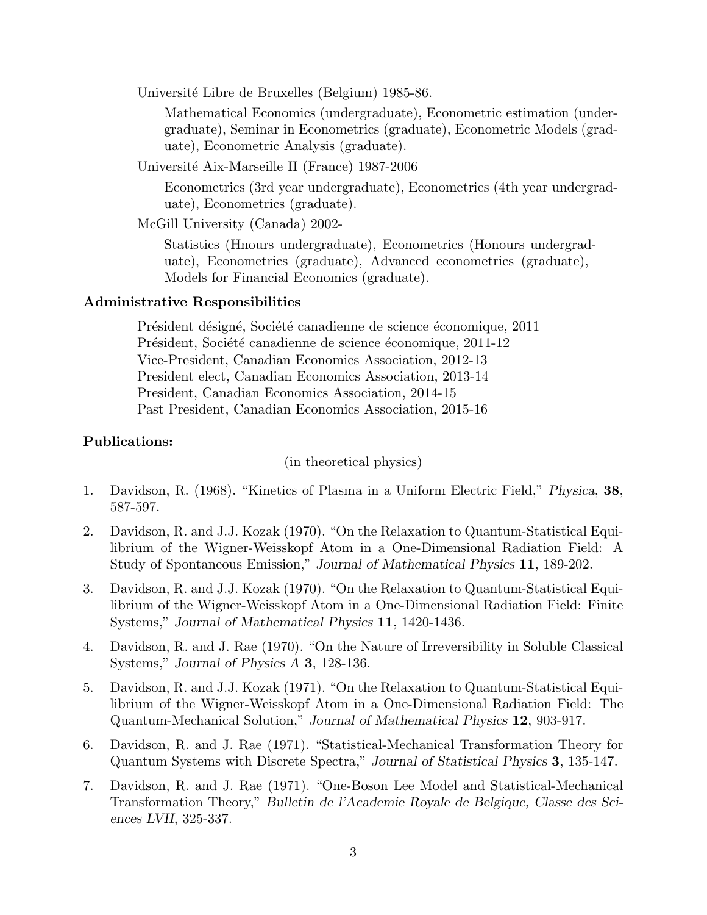Université Libre de Bruxelles (Belgium) 1985-86.

Mathematical Economics (undergraduate), Econometric estimation (undergraduate), Seminar in Econometrics (graduate), Econometric Models (graduate), Econometric Analysis (graduate).

Université Aix-Marseille II (France) 1987-2006

Econometrics (3rd year undergraduate), Econometrics (4th year undergraduate), Econometrics (graduate).

McGill University (Canada) 2002-

Statistics (Hnours undergraduate), Econometrics (Honours undergraduate), Econometrics (graduate), Advanced econometrics (graduate), Models for Financial Economics (graduate).

### Administrative Responsibilities

Président désigné, Société canadienne de science économique, 2011
Président, Société canadienne de science économique, 2011-12
Vice-President, Canadian Economics Association, 2012-13
President elect, Canadian Economics Association, 2013-14
President, Canadian Economics Association, 2014-15
Past President, Canadian Economics Association, 2015-16

### Publications:

(in theoretical physics)

1. Davidson, R. (1968). "Kinetics of Plasma in a Uniform Electric Field," *Physica*, **38**, 587-597.
2. Davidson, R. and J.J. Kozak (1970). "On the Relaxation to Quantum-Statistical Equilibrium of the Wigner-Weisskopf Atom in a One-Dimensional Radiation Field: A Study of Spontaneous Emission," *Journal of Mathematical Physics* **11**, 189-202.
3. Davidson, R. and J.J. Kozak (1970). "On the Relaxation to Quantum-Statistical Equilibrium of the Wigner-Weisskopf Atom in a One-Dimensional Radiation Field: Finite Systems," *Journal of Mathematical Physics* **11**, 1420-1436.
4. Davidson, R. and J. Rae (1970). "On the Nature of Irreversibility in Soluble Classical Systems," *Journal of Physics A* **3**, 128-136.
5. Davidson, R. and J.J. Kozak (1971). "On the Relaxation to Quantum-Statistical Equilibrium of the Wigner-Weisskopf Atom in a One-Dimensional Radiation Field: The Quantum-Mechanical Solution," *Journal of Mathematical Physics* **12**, 903-917.
6. Davidson, R. and J. Rae (1971). "Statistical-Mechanical Transformation Theory for Quantum Systems with Discrete Spectra," *Journal of Statistical Physics* **3**, 135-147.
7. Davidson, R. and J. Rae (1971). "One-Boson Lee Model and Statistical-Mechanical Transformation Theory," *Bulletin de l'Academie Royale de Belgique, Classe des Sciences LVII*, 325-337.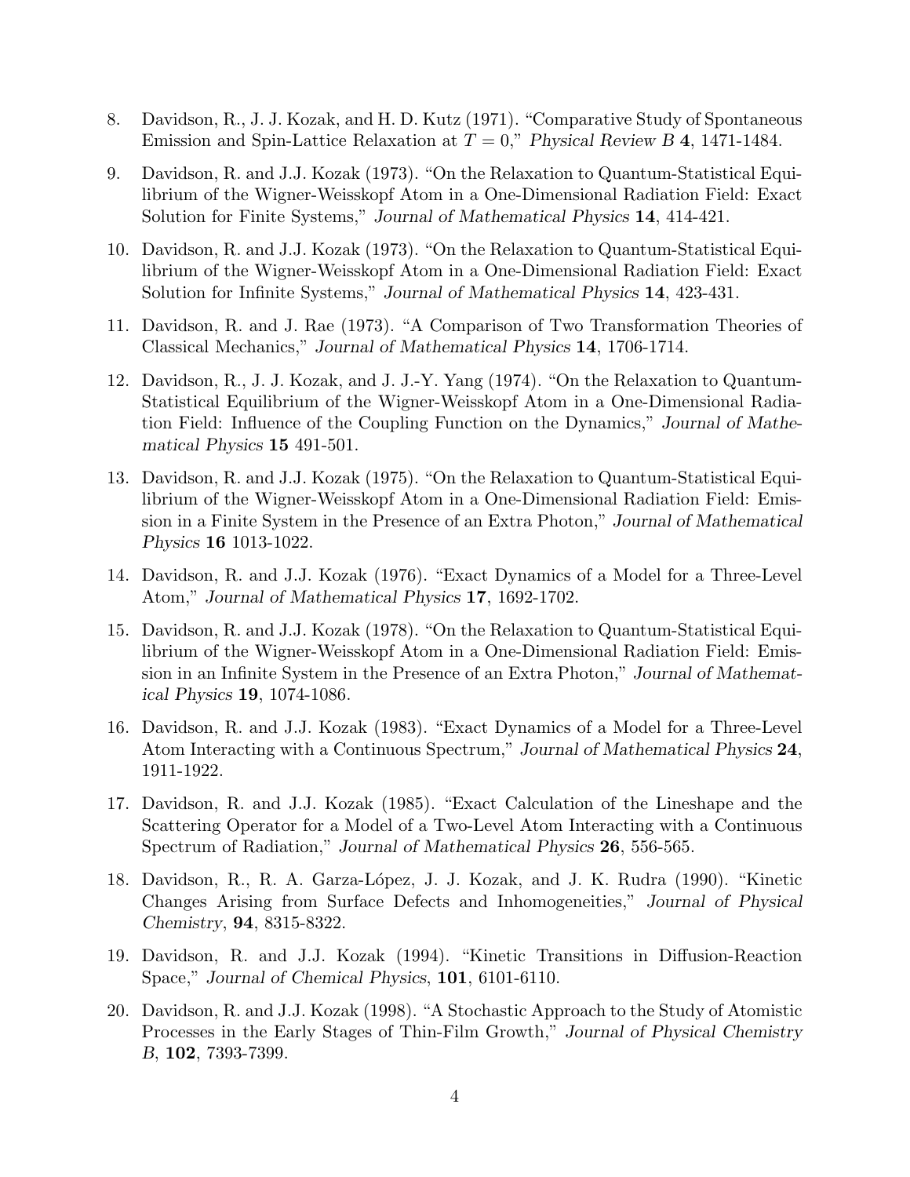8. Davidson, R., J. J. Kozak, and H. D. Kutz (1971). "Comparative Study of Spontaneous Emission and Spin-Lattice Relaxation at $T = 0$," *Physical Review B* **4**, 1471-1484.

9. Davidson, R. and J.J. Kozak (1973). "On the Relaxation to Quantum-Statistical Equilibrium of the Wigner-Weisskopf Atom in a One-Dimensional Radiation Field: Exact Solution for Finite Systems," *Journal of Mathematical Physics* **14**, 414-421.

10. Davidson, R. and J.J. Kozak (1973). "On the Relaxation to Quantum-Statistical Equilibrium of the Wigner-Weisskopf Atom in a One-Dimensional Radiation Field: Exact Solution for Infinite Systems," *Journal of Mathematical Physics* **14**, 423-431.

11. Davidson, R. and J. Rae (1973). "A Comparison of Two Transformation Theories of Classical Mechanics," *Journal of Mathematical Physics* **14**, 1706-1714.

12. Davidson, R., J. J. Kozak, and J. J.-Y. Yang (1974). "On the Relaxation to Quantum-Statistical Equilibrium of the Wigner-Weisskopf Atom in a One-Dimensional Radiation Field: Influence of the Coupling Function on the Dynamics," *Journal of Mathematical Physics* **15** 491-501.

13. Davidson, R. and J.J. Kozak (1975). "On the Relaxation to Quantum-Statistical Equilibrium of the Wigner-Weisskopf Atom in a One-Dimensional Radiation Field: Emission in a Finite System in the Presence of an Extra Photon," *Journal of Mathematical Physics* **16** 1013-1022.

14. Davidson, R. and J.J. Kozak (1976). "Exact Dynamics of a Model for a Three-Level Atom," *Journal of Mathematical Physics* **17**, 1692-1702.

15. Davidson, R. and J.J. Kozak (1978). "On the Relaxation to Quantum-Statistical Equilibrium of the Wigner-Weisskopf Atom in a One-Dimensional Radiation Field: Emission in an Infinite System in the Presence of an Extra Photon," *Journal of Mathematical Physics* **19**, 1074-1086.

16. Davidson, R. and J.J. Kozak (1983). "Exact Dynamics of a Model for a Three-Level Atom Interacting with a Continuous Spectrum," *Journal of Mathematical Physics* **24**, 1911-1922.

17. Davidson, R. and J.J. Kozak (1985). "Exact Calculation of the Lineshape and the Scattering Operator for a Model of a Two-Level Atom Interacting with a Continuous Spectrum of Radiation," *Journal of Mathematical Physics* **26**, 556-565.

18. Davidson, R., R. A. Garza-López, J. J. Kozak, and J. K. Rudra (1990). "Kinetic Changes Arising from Surface Defects and Inhomogeneities," *Journal of Physical Chemistry*, **94**, 8315-8322.

19. Davidson, R. and J.J. Kozak (1994). "Kinetic Transitions in Diffusion-Reaction Space," *Journal of Chemical Physics*, **101**, 6101-6110.

20. Davidson, R. and J.J. Kozak (1998). "A Stochastic Approach to the Study of Atomistic Processes in the Early Stages of Thin-Film Growth," *Journal of Physical Chemistry B*, **102**, 7393-7399.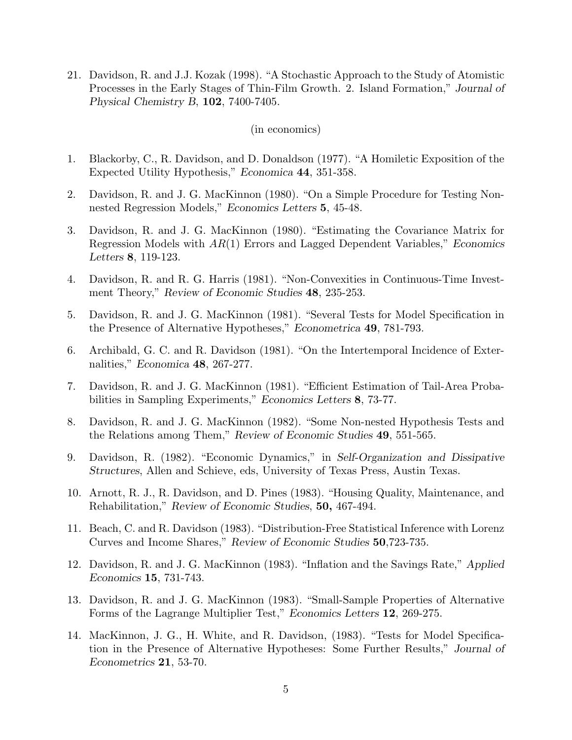21. Davidson, R. and J.J. Kozak (1998). "A Stochastic Approach to the Study of Atomistic Processes in the Early Stages of Thin-Film Growth. 2. Island Formation," *Journal of Physical Chemistry B*, **102**, 7400-7405.

(in economics)

1. Blackorby, C., R. Davidson, and D. Donaldson (1977). "A Homiletic Exposition of the Expected Utility Hypothesis," *Economica* **44**, 351-358.

2. Davidson, R. and J. G. MacKinnon (1980). "On a Simple Procedure for Testing Non-nested Regression Models," *Economics Letters* **5**, 45-48.

3. Davidson, R. and J. G. MacKinnon (1980). "Estimating the Covariance Matrix for Regression Models with $AR(1)$ Errors and Lagged Dependent Variables," *Economics Letters* **8**, 119-123.

4. Davidson, R. and R. G. Harris (1981). "Non-Convexities in Continuous-Time Investment Theory," *Review of Economic Studies* **48**, 235-253.

5. Davidson, R. and J. G. MacKinnon (1981). "Several Tests for Model Specification in the Presence of Alternative Hypotheses," *Econometrica* **49**, 781-793.

6. Archibald, G. C. and R. Davidson (1981). "On the Intertemporal Incidence of Externalities," *Economica* **48**, 267-277.

7. Davidson, R. and J. G. MacKinnon (1981). "Efficient Estimation of Tail-Area Probabilities in Sampling Experiments," *Economics Letters* **8**, 73-77.

8. Davidson, R. and J. G. MacKinnon (1982). "Some Non-nested Hypothesis Tests and the Relations among Them," *Review of Economic Studies* **49**, 551-565.

9. Davidson, R. (1982). "Economic Dynamics," in *Self-Organization and Dissipative Structures*, Allen and Schieve, eds, University of Texas Press, Austin Texas.

10. Arnott, R. J., R. Davidson, and D. Pines (1983). "Housing Quality, Maintenance, and Rehabilitation," *Review of Economic Studies*, **50,** 467-494.

11. Beach, C. and R. Davidson (1983). "Distribution-Free Statistical Inference with Lorenz Curves and Income Shares," *Review of Economic Studies* **50**,723-735.

12. Davidson, R. and J. G. MacKinnon (1983). "Inflation and the Savings Rate," *Applied Economics* **15**, 731-743.

13. Davidson, R. and J. G. MacKinnon (1983). "Small-Sample Properties of Alternative Forms of the Lagrange Multiplier Test," *Economics Letters* **12**, 269-275.

14. MacKinnon, J. G., H. White, and R. Davidson, (1983). "Tests for Model Specification in the Presence of Alternative Hypotheses: Some Further Results," *Journal of Econometrics* **21**, 53-70.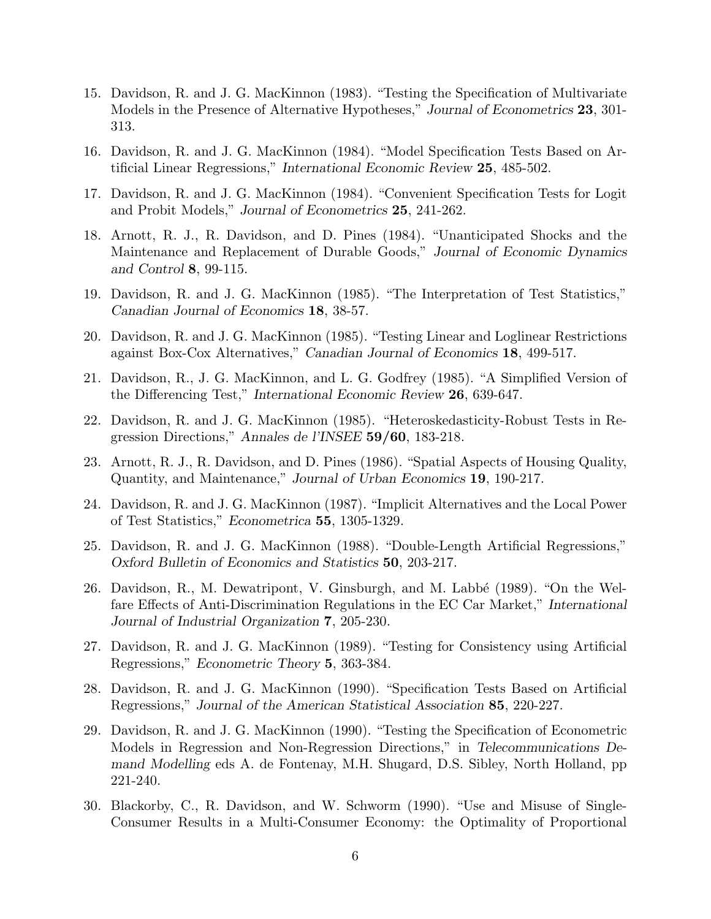15. Davidson, R. and J. G. MacKinnon (1983). "Testing the Specification of Multivariate Models in the Presence of Alternative Hypotheses," *Journal of Econometrics* **23**, 301-313.
16. Davidson, R. and J. G. MacKinnon (1984). "Model Specification Tests Based on Artificial Linear Regressions," *International Economic Review* **25**, 485-502.
17. Davidson, R. and J. G. MacKinnon (1984). "Convenient Specification Tests for Logit and Probit Models," *Journal of Econometrics* **25**, 241-262.
18. Arnott, R. J., R. Davidson, and D. Pines (1984). "Unanticipated Shocks and the Maintenance and Replacement of Durable Goods," *Journal of Economic Dynamics and Control* **8**, 99-115.
19. Davidson, R. and J. G. MacKinnon (1985). "The Interpretation of Test Statistics," *Canadian Journal of Economics* **18**, 38-57.
20. Davidson, R. and J. G. MacKinnon (1985). "Testing Linear and Loglinear Restrictions against Box-Cox Alternatives," *Canadian Journal of Economics* **18**, 499-517.
21. Davidson, R., J. G. MacKinnon, and L. G. Godfrey (1985). "A Simplified Version of the Differencing Test," *International Economic Review* **26**, 639-647.
22. Davidson, R. and J. G. MacKinnon (1985). "Heteroskedasticity-Robust Tests in Regression Directions," *Annales de l'INSEE* **59/60**, 183-218.
23. Arnott, R. J., R. Davidson, and D. Pines (1986). "Spatial Aspects of Housing Quality, Quantity, and Maintenance," *Journal of Urban Economics* **19**, 190-217.
24. Davidson, R. and J. G. MacKinnon (1987). "Implicit Alternatives and the Local Power of Test Statistics," *Econometrica* **55**, 1305-1329.
25. Davidson, R. and J. G. MacKinnon (1988). "Double-Length Artificial Regressions," *Oxford Bulletin of Economics and Statistics* **50**, 203-217.
26. Davidson, R., M. Dewatripont, V. Ginsburgh, and M. Labbé (1989). "On the Welfare Effects of Anti-Discrimination Regulations in the EC Car Market," *International Journal of Industrial Organization* **7**, 205-230.
27. Davidson, R. and J. G. MacKinnon (1989). "Testing for Consistency using Artificial Regressions," *Econometric Theory* **5**, 363-384.
28. Davidson, R. and J. G. MacKinnon (1990). "Specification Tests Based on Artificial Regressions," *Journal of the American Statistical Association* **85**, 220-227.
29. Davidson, R. and J. G. MacKinnon (1990). "Testing the Specification of Econometric Models in Regression and Non-Regression Directions," in *Telecommunications Demand Modelling* eds A. de Fontenay, M.H. Shugard, D.S. Sibley, North Holland, pp 221-240.
30. Blackorby, C., R. Davidson, and W. Schworm (1990). "Use and Misuse of Single-Consumer Results in a Multi-Consumer Economy: the Optimality of Proportional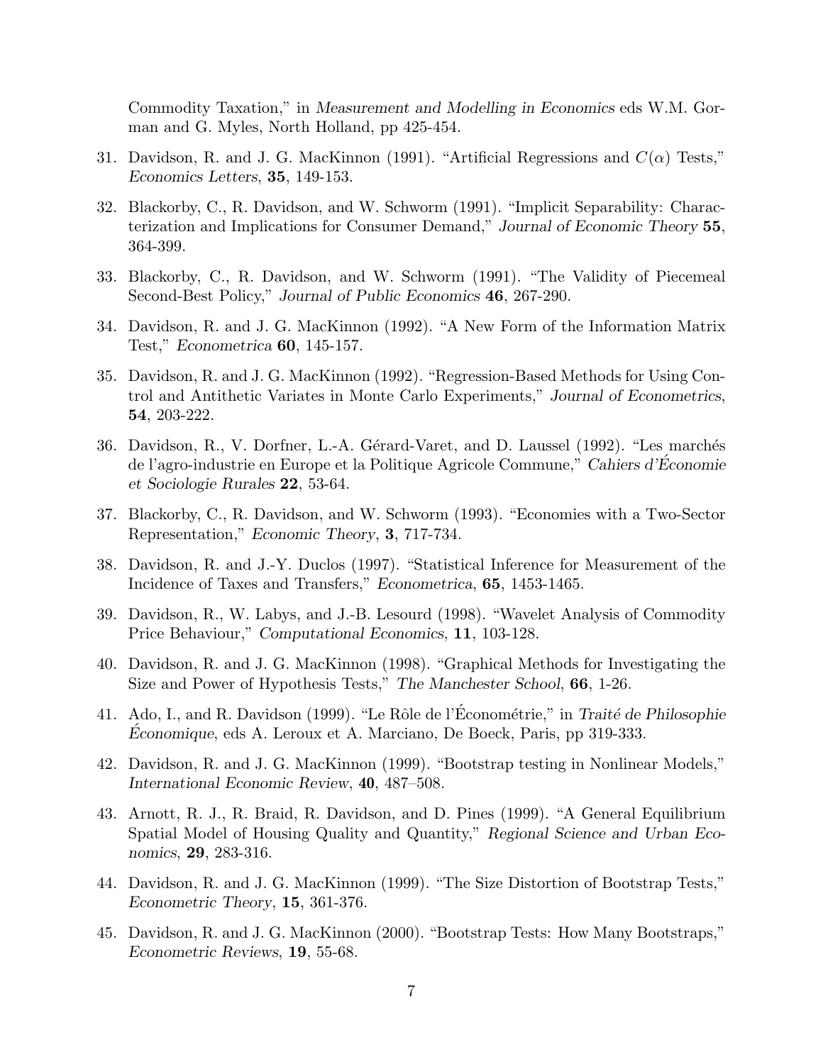Commodity Taxation," in *Measurement and Modelling in Economics* eds W.M. Gorman and G. Myles, North Holland, pp 425-454.

31. Davidson, R. and J. G. MacKinnon (1991). "Artificial Regressions and $C(\alpha)$ Tests," *Economics Letters*, **35**, 149-153.

32. Blackorby, C., R. Davidson, and W. Schworm (1991). "Implicit Separability: Characterization and Implications for Consumer Demand," *Journal of Economic Theory* **55**, 364-399.

33. Blackorby, C., R. Davidson, and W. Schworm (1991). "The Validity of Piecemeal Second-Best Policy," *Journal of Public Economics* **46**, 267-290.

34. Davidson, R. and J. G. MacKinnon (1992). "A New Form of the Information Matrix Test," *Econometrica* **60**, 145-157.

35. Davidson, R. and J. G. MacKinnon (1992). "Regression-Based Methods for Using Control and Antithetic Variates in Monte Carlo Experiments," *Journal of Econometrics*, **54**, 203-222.

36. Davidson, R., V. Dorfner, L.-A. Gérard-Varet, and D. Laussel (1992). "Les marchés de l'agro-industrie en Europe et la Politique Agricole Commune," *Cahiers d'Économie et Sociologie Rurales* **22**, 53-64.

37. Blackorby, C., R. Davidson, and W. Schworm (1993). "Economies with a Two-Sector Representation," *Economic Theory*, **3**, 717-734.

38. Davidson, R. and J.-Y. Duclos (1997). "Statistical Inference for Measurement of the Incidence of Taxes and Transfers," *Econometrica*, **65**, 1453-1465.

39. Davidson, R., W. Labys, and J.-B. Lesourd (1998). "Wavelet Analysis of Commodity Price Behaviour," *Computational Economics*, **11**, 103-128.

40. Davidson, R. and J. G. MacKinnon (1998). "Graphical Methods for Investigating the Size and Power of Hypothesis Tests," *The Manchester School*, **66**, 1-26.

41. Ado, I., and R. Davidson (1999). "Le Rôle de l'Économétrie," in *Traité de Philosophie Économique*, eds A. Leroux et A. Marciano, De Boeck, Paris, pp 319-333.

42. Davidson, R. and J. G. MacKinnon (1999). "Bootstrap testing in Nonlinear Models," *International Economic Review*, **40**, 487–508.

43. Arnott, R. J., R. Braid, R. Davidson, and D. Pines (1999). "A General Equilibrium Spatial Model of Housing Quality and Quantity," *Regional Science and Urban Economics*, **29**, 283-316.

44. Davidson, R. and J. G. MacKinnon (1999). "The Size Distortion of Bootstrap Tests," *Econometric Theory*, **15**, 361-376.

45. Davidson, R. and J. G. MacKinnon (2000). "Bootstrap Tests: How Many Bootstraps," *Econometric Reviews*, **19**, 55-68.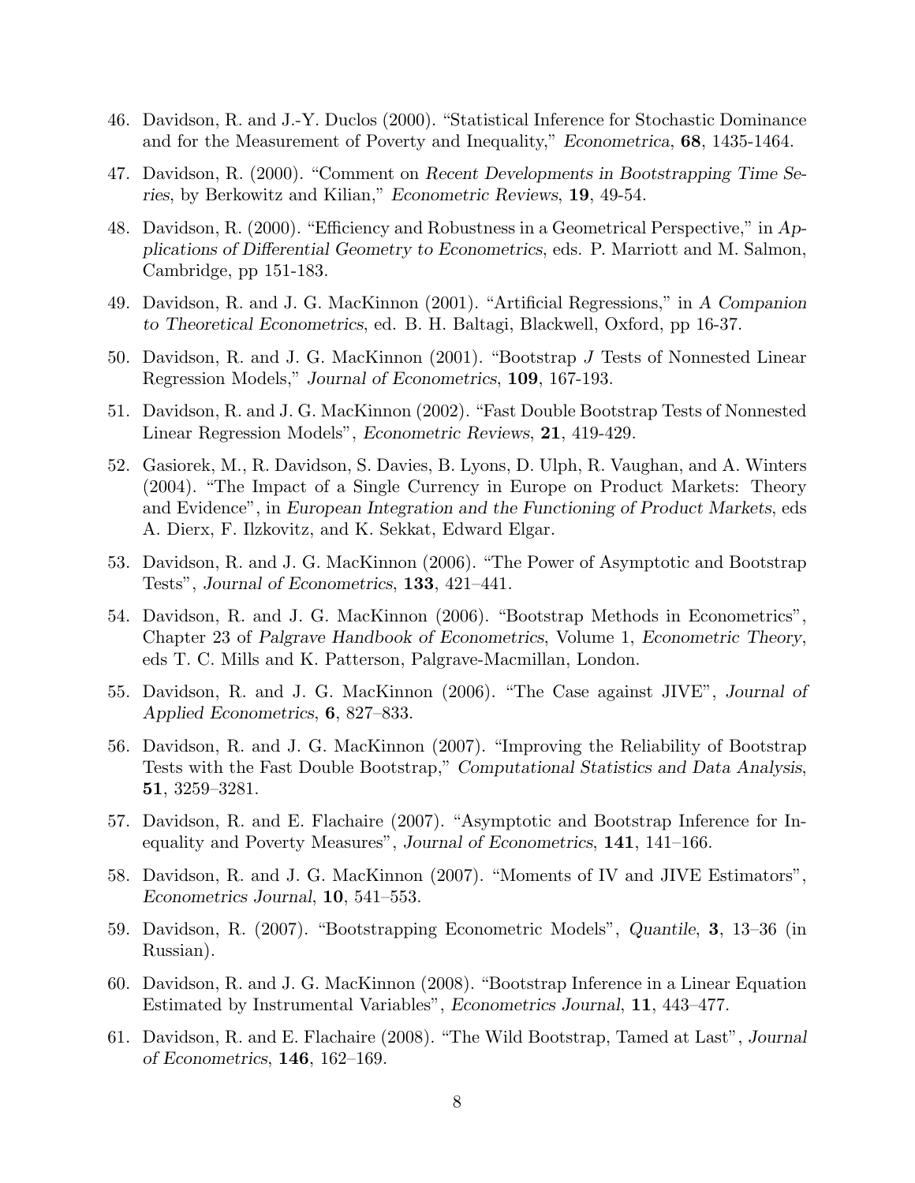46. Davidson, R. and J.-Y. Duclos (2000). "Statistical Inference for Stochastic Dominance and for the Measurement of Poverty and Inequality," *Econometrica*, **68**, 1435-1464.

47. Davidson, R. (2000). "Comment on *Recent Developments in Bootstrapping Time Series*, by Berkowitz and Kilian," *Econometric Reviews*, **19**, 49-54.

48. Davidson, R. (2000). "Efficiency and Robustness in a Geometrical Perspective," in *Applications of Differential Geometry to Econometrics*, eds. P. Marriott and M. Salmon, Cambridge, pp 151-183.

49. Davidson, R. and J. G. MacKinnon (2001). "Artificial Regressions," in *A Companion to Theoretical Econometrics*, ed. B. H. Baltagi, Blackwell, Oxford, pp 16-37.

50. Davidson, R. and J. G. MacKinnon (2001). "Bootstrap $J$ Tests of Nonnested Linear Regression Models," *Journal of Econometrics*, **109**, 167-193.

51. Davidson, R. and J. G. MacKinnon (2002). "Fast Double Bootstrap Tests of Nonnested Linear Regression Models", *Econometric Reviews*, **21**, 419-429.

52. Gasiorek, M., R. Davidson, S. Davies, B. Lyons, D. Ulph, R. Vaughan, and A. Winters (2004). "The Impact of a Single Currency in Europe on Product Markets: Theory and Evidence", in *European Integration and the Functioning of Product Markets*, eds A. Dierx, F. Ilzkovitz, and K. Sekkat, Edward Elgar.

53. Davidson, R. and J. G. MacKinnon (2006). "The Power of Asymptotic and Bootstrap Tests", *Journal of Econometrics*, **133**, 421–441.

54. Davidson, R. and J. G. MacKinnon (2006). "Bootstrap Methods in Econometrics", Chapter 23 of *Palgrave Handbook of Econometrics*, Volume 1, *Econometric Theory*, eds T. C. Mills and K. Patterson, Palgrave-Macmillan, London.

55. Davidson, R. and J. G. MacKinnon (2006). "The Case against JIVE", *Journal of Applied Econometrics*, **6**, 827–833.

56. Davidson, R. and J. G. MacKinnon (2007). "Improving the Reliability of Bootstrap Tests with the Fast Double Bootstrap," *Computational Statistics and Data Analysis*, **51**, 3259–3281.

57. Davidson, R. and E. Flachaire (2007). "Asymptotic and Bootstrap Inference for Inequality and Poverty Measures", *Journal of Econometrics*, **141**, 141–166.

58. Davidson, R. and J. G. MacKinnon (2007). "Moments of IV and JIVE Estimators", *Econometrics Journal*, **10**, 541–553.

59. Davidson, R. (2007). "Bootstrapping Econometric Models", *Quantile*, **3**, 13–36 (in Russian).

60. Davidson, R. and J. G. MacKinnon (2008). "Bootstrap Inference in a Linear Equation Estimated by Instrumental Variables", *Econometrics Journal*, **11**, 443–477.

61. Davidson, R. and E. Flachaire (2008). "The Wild Bootstrap, Tamed at Last", *Journal of Econometrics*, **146**, 162–169.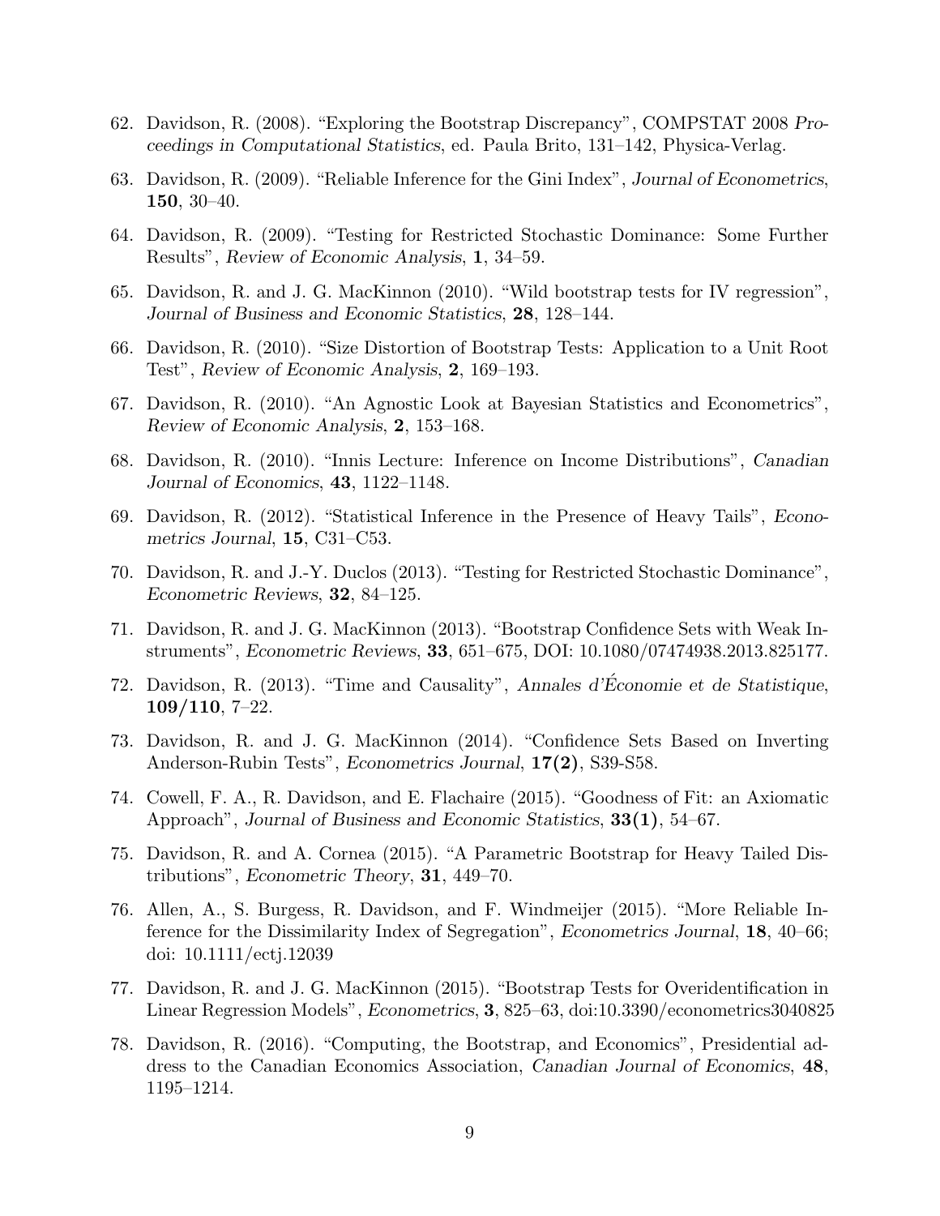62. Davidson, R. (2008). "Exploring the Bootstrap Discrepancy", COMPSTAT 2008 *Proceedings in Computational Statistics*, ed. Paula Brito, 131–142, Physica-Verlag.

63. Davidson, R. (2009). "Reliable Inference for the Gini Index", *Journal of Econometrics*, **150**, 30–40.

64. Davidson, R. (2009). "Testing for Restricted Stochastic Dominance: Some Further Results", *Review of Economic Analysis*, **1**, 34–59.

65. Davidson, R. and J. G. MacKinnon (2010). "Wild bootstrap tests for IV regression", *Journal of Business and Economic Statistics*, **28**, 128–144.

66. Davidson, R. (2010). "Size Distortion of Bootstrap Tests: Application to a Unit Root Test", *Review of Economic Analysis*, **2**, 169–193.

67. Davidson, R. (2010). "An Agnostic Look at Bayesian Statistics and Econometrics", *Review of Economic Analysis*, **2**, 153–168.

68. Davidson, R. (2010). "Innis Lecture: Inference on Income Distributions", *Canadian Journal of Economics*, **43**, 1122–1148.

69. Davidson, R. (2012). "Statistical Inference in the Presence of Heavy Tails", *Econometrics Journal*, **15**, C31–C53.

70. Davidson, R. and J.-Y. Duclos (2013). "Testing for Restricted Stochastic Dominance", *Econometric Reviews*, **32**, 84–125.

71. Davidson, R. and J. G. MacKinnon (2013). "Bootstrap Confidence Sets with Weak Instruments", *Econometric Reviews*, **33**, 651–675, DOI: 10.1080/07474938.2013.825177.

72. Davidson, R. (2013). "Time and Causality", *Annales d'Économie et de Statistique*, **109/110**, 7–22.

73. Davidson, R. and J. G. MacKinnon (2014). "Confidence Sets Based on Inverting Anderson-Rubin Tests", *Econometrics Journal*, **17(2)**, S39-S58.

74. Cowell, F. A., R. Davidson, and E. Flachaire (2015). "Goodness of Fit: an Axiomatic Approach", *Journal of Business and Economic Statistics*, **33(1)**, 54–67.

75. Davidson, R. and A. Cornea (2015). "A Parametric Bootstrap for Heavy Tailed Distributions", *Econometric Theory*, **31**, 449–70.

76. Allen, A., S. Burgess, R. Davidson, and F. Windmeijer (2015). "More Reliable Inference for the Dissimilarity Index of Segregation", *Econometrics Journal*, **18**, 40–66; doi: 10.1111/ectj.12039

77. Davidson, R. and J. G. MacKinnon (2015). "Bootstrap Tests for Overidentification in Linear Regression Models", *Econometrics*, **3**, 825–63, doi:10.3390/econometrics3040825

78. Davidson, R. (2016). "Computing, the Bootstrap, and Economics", Presidential address to the Canadian Economics Association, *Canadian Journal of Economics*, **48**, 1195–1214.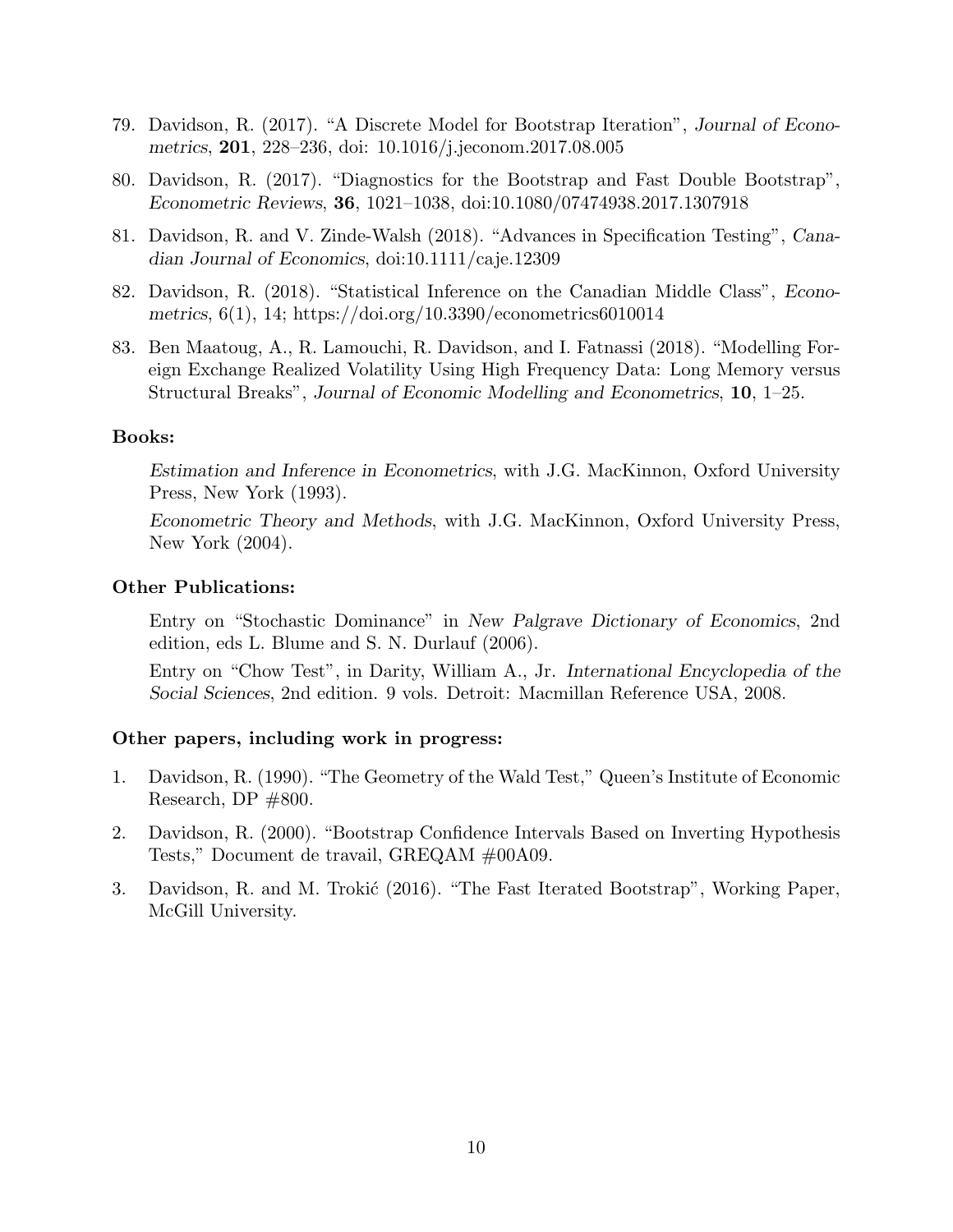79. Davidson, R. (2017). "A Discrete Model for Bootstrap Iteration", *Journal of Econometrics*, **201**, 228–236, doi: 10.1016/j.jeconom.2017.08.005

80. Davidson, R. (2017). "Diagnostics for the Bootstrap and Fast Double Bootstrap", *Econometric Reviews*, **36**, 1021–1038, doi:10.1080/07474938.2017.1307918

81. Davidson, R. and V. Zinde-Walsh (2018). "Advances in Specification Testing", *Canadian Journal of Economics*, doi:10.1111/caje.12309

82. Davidson, R. (2018). "Statistical Inference on the Canadian Middle Class", *Econometrics*, 6(1), 14; https://doi.org/10.3390/econometrics6010014

83. Ben Maatoug, A., R. Lamouchi, R. Davidson, and I. Fatnassi (2018). "Modelling Foreign Exchange Realized Volatility Using High Frequency Data: Long Memory versus Structural Breaks", *Journal of Economic Modelling and Econometrics*, **10**, 1–25.

**Books:**

*Estimation and Inference in Econometrics*, with J.G. MacKinnon, Oxford University Press, New York (1993).

*Econometric Theory and Methods*, with J.G. MacKinnon, Oxford University Press, New York (2004).

**Other Publications:**

Entry on "Stochastic Dominance" in *New Palgrave Dictionary of Economics*, 2nd edition, eds L. Blume and S. N. Durlauf (2006).

Entry on "Chow Test", in Darity, William A., Jr. *International Encyclopedia of the Social Sciences*, 2nd edition. 9 vols. Detroit: Macmillan Reference USA, 2008.

**Other papers, including work in progress:**

1. Davidson, R. (1990). "The Geometry of the Wald Test," Queen's Institute of Economic Research, DP #800.

2. Davidson, R. (2000). "Bootstrap Confidence Intervals Based on Inverting Hypothesis Tests," Document de travail, GREQAM #00A09.

3. Davidson, R. and M. Trokić (2016). "The Fast Iterated Bootstrap", Working Paper, McGill University.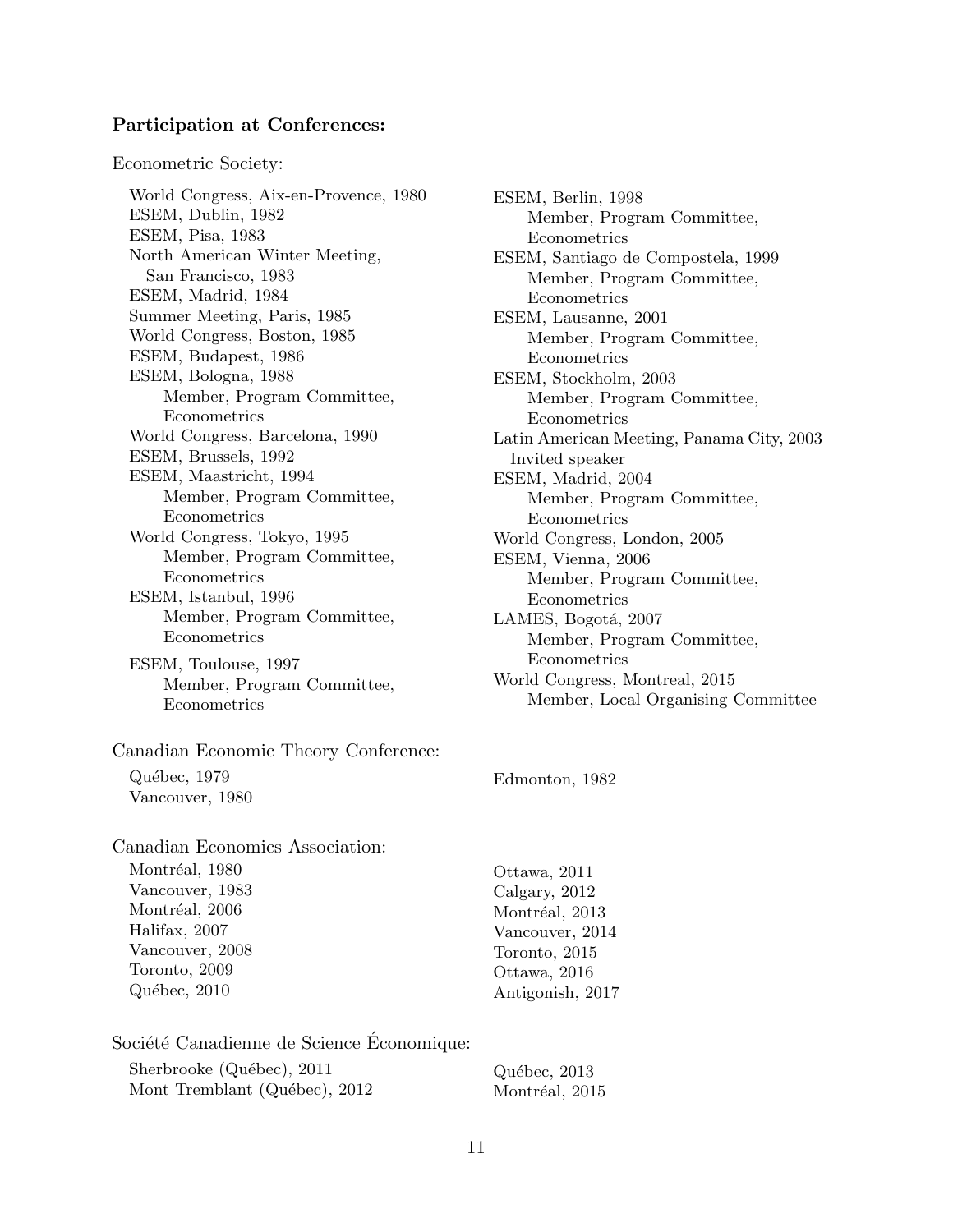**Participation at Conferences:**

Econometric Society:

- World Congress, Aix-en-Provence, 1980
- ESEM, Dublin, 1982
- ESEM, Pisa, 1983
- North American Winter Meeting, San Francisco, 1983
- ESEM, Madrid, 1984
- Summer Meeting, Paris, 1985
- World Congress, Boston, 1985
- ESEM, Budapest, 1986
- ESEM, Bologna, 1988
  - Member, Program Committee, Econometrics
- World Congress, Barcelona, 1990
- ESEM, Brussels, 1992
- ESEM, Maastricht, 1994
  - Member, Program Committee, Econometrics
- World Congress, Tokyo, 1995
  - Member, Program Committee, Econometrics
- ESEM, Istanbul, 1996
  - Member, Program Committee, Econometrics
- ESEM, Toulouse, 1997
  - Member, Program Committee, Econometrics
- ESEM, Berlin, 1998
  - Member, Program Committee, Econometrics
- ESEM, Santiago de Compostela, 1999
  - Member, Program Committee, Econometrics
- ESEM, Lausanne, 2001
  - Member, Program Committee, Econometrics
- ESEM, Stockholm, 2003
  - Member, Program Committee, Econometrics
- Latin American Meeting, Panama City, 2003
  - Invited speaker
- ESEM, Madrid, 2004
  - Member, Program Committee, Econometrics
- World Congress, London, 2005
- ESEM, Vienna, 2006
  - Member, Program Committee, Econometrics
- LAMES, Bogotá, 2007
  - Member, Program Committee, Econometrics
- World Congress, Montreal, 2015
  - Member, Local Organising Committee

Canadian Economic Theory Conference:

- Québec, 1979
- Vancouver, 1980
- Edmonton, 1982

Canadian Economics Association:

- Montréal, 1980
- Vancouver, 1983
- Montréal, 2006
- Halifax, 2007
- Vancouver, 2008
- Toronto, 2009
- Québec, 2010
- Ottawa, 2011
- Calgary, 2012
- Montréal, 2013
- Vancouver, 2014
- Toronto, 2015
- Ottawa, 2016
- Antigonish, 2017

Société Canadienne de Science Économique:

- Sherbrooke (Québec), 2011
- Mont Tremblant (Québec), 2012
- Québec, 2013
- Montréal, 2015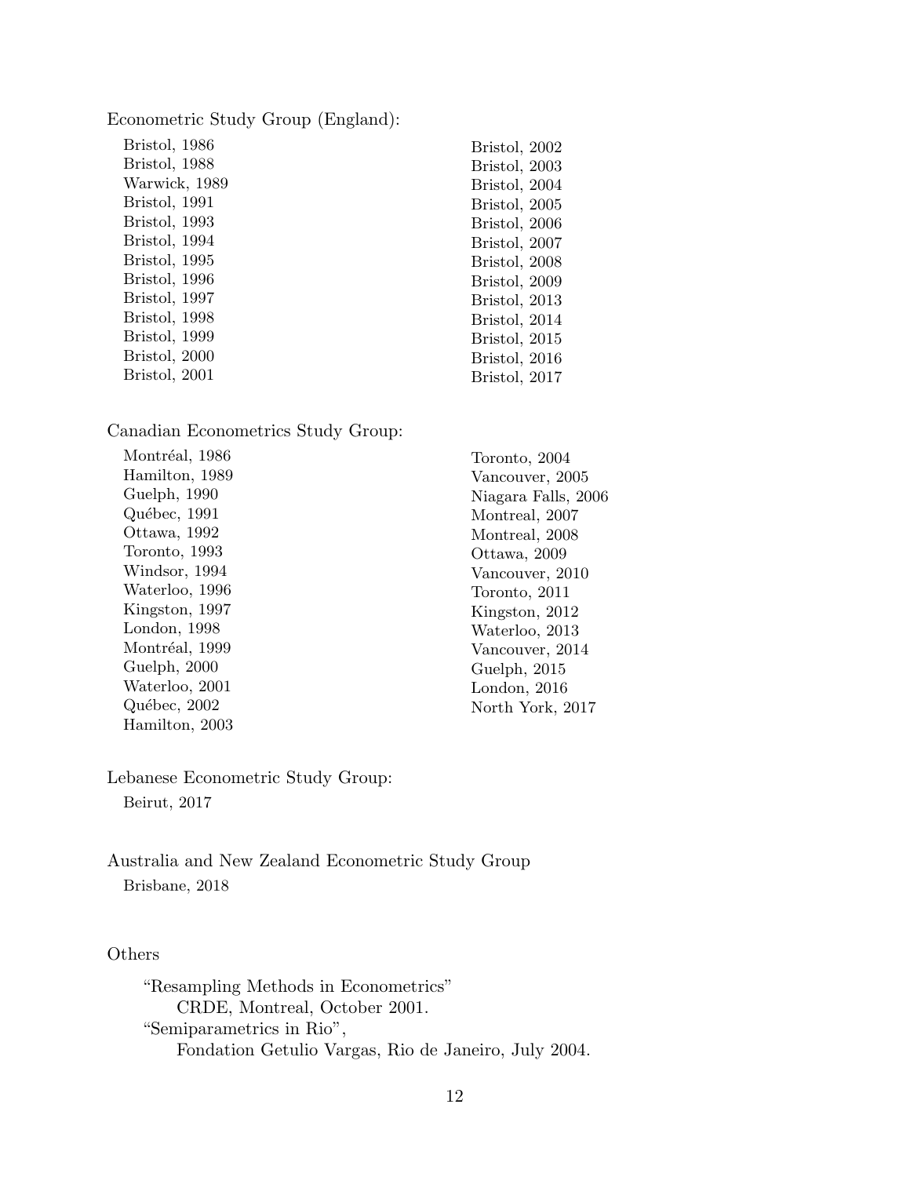Econometric Study Group (England):

Bristol, 1986
Bristol, 1988
Warwick, 1989
Bristol, 1991
Bristol, 1993
Bristol, 1994
Bristol, 1995
Bristol, 1996
Bristol, 1997
Bristol, 1998
Bristol, 1999
Bristol, 2000
Bristol, 2001
Bristol, 2002
Bristol, 2003
Bristol, 2004
Bristol, 2005
Bristol, 2006
Bristol, 2007
Bristol, 2008
Bristol, 2009
Bristol, 2013
Bristol, 2014
Bristol, 2015
Bristol, 2016
Bristol, 2017

Canadian Econometrics Study Group:

Montréal, 1986
Hamilton, 1989
Guelph, 1990
Québec, 1991
Ottawa, 1992
Toronto, 1993
Windsor, 1994
Waterloo, 1996
Kingston, 1997
London, 1998
Montréal, 1999
Guelph, 2000
Waterloo, 2001
Québec, 2002
Hamilton, 2003
Toronto, 2004
Vancouver, 2005
Niagara Falls, 2006
Montreal, 2007
Montreal, 2008
Ottawa, 2009
Vancouver, 2010
Toronto, 2011
Kingston, 2012
Waterloo, 2013
Vancouver, 2014
Guelph, 2015
London, 2016
North York, 2017

Lebanese Econometric Study Group:

Beirut, 2017

Australia and New Zealand Econometric Study Group

Brisbane, 2018

Others

"Resampling Methods in Econometrics"
CRDE, Montreal, October 2001.

"Semiparametrics in Rio",
Fondation Getulio Vargas, Rio de Janeiro, July 2004.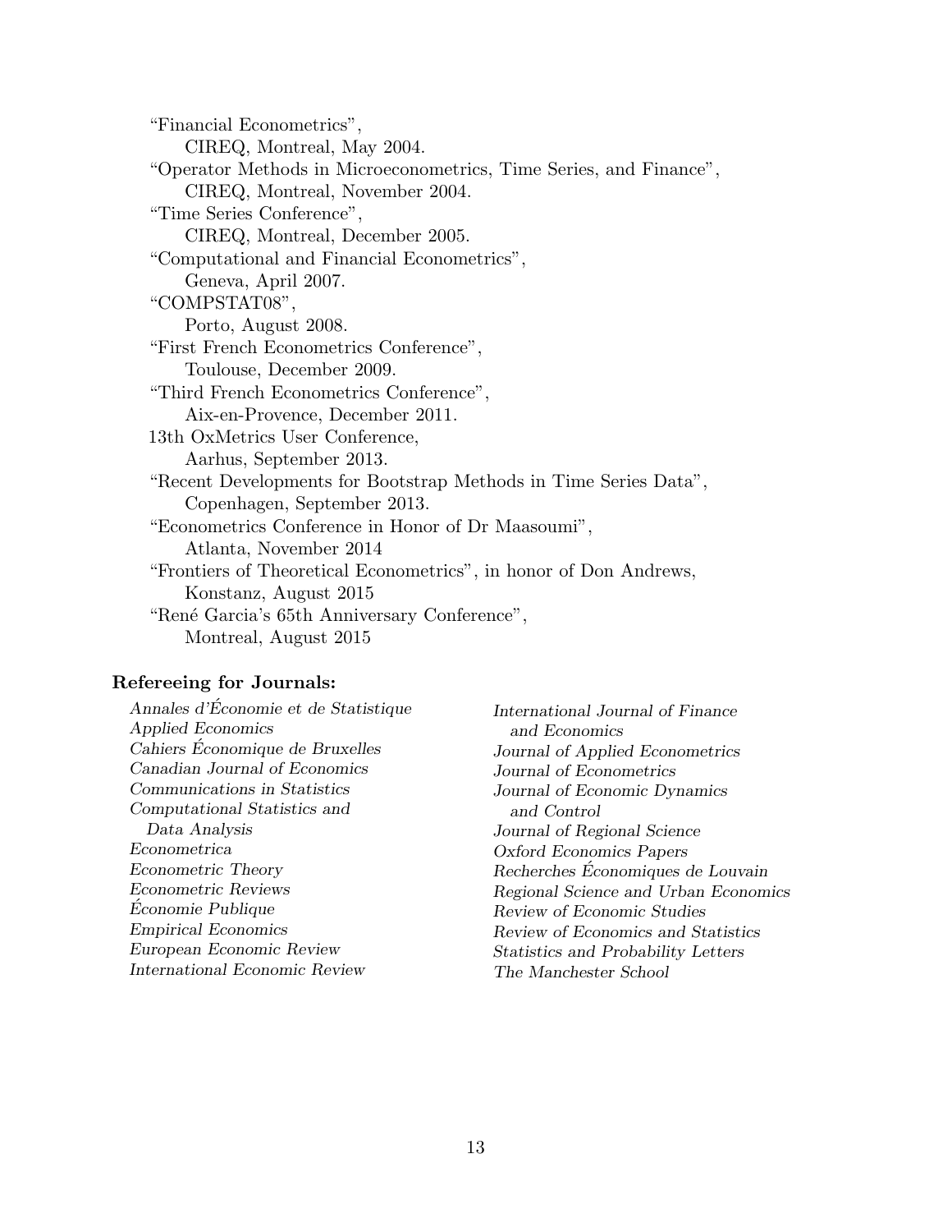"Financial Econometrics",
CIREQ, Montreal, May 2004.

"Operator Methods in Microeconometrics, Time Series, and Finance",
CIREQ, Montreal, November 2004.

"Time Series Conference",
CIREQ, Montreal, December 2005.

"Computational and Financial Econometrics",
Geneva, April 2007.

"COMPSTAT08",
Porto, August 2008.

"First French Econometrics Conference",
Toulouse, December 2009.

"Third French Econometrics Conference",
Aix-en-Provence, December 2011.

13th OxMetrics User Conference,
Aarhus, September 2013.

"Recent Developments for Bootstrap Methods in Time Series Data",
Copenhagen, September 2013.

"Econometrics Conference in Honor of Dr Maasoumi",
Atlanta, November 2014

"Frontiers of Theoretical Econometrics", in honor of Don Andrews,
Konstanz, August 2015

"René Garcia's 65th Anniversary Conference",
Montreal, August 2015

**Refereeing for Journals:**

*Annales d'Économie et de Statistique*
*Applied Economics*
*Cahiers Économique de Bruxelles*
*Canadian Journal of Economics*
*Communications in Statistics*
*Computational Statistics and Data Analysis*
*Econometrica*
*Econometric Theory*
*Econometric Reviews*
*Économie Publique*
*Empirical Economics*
*European Economic Review*
*International Economic Review*
*International Journal of Finance and Economics*
*Journal of Applied Econometrics*
*Journal of Econometrics*
*Journal of Economic Dynamics and Control*
*Journal of Regional Science*
*Oxford Economics Papers*
*Recherches Économiques de Louvain*
*Regional Science and Urban Economics*
*Review of Economic Studies*
*Review of Economics and Statistics*
*Statistics and Probability Letters*
*The Manchester School*